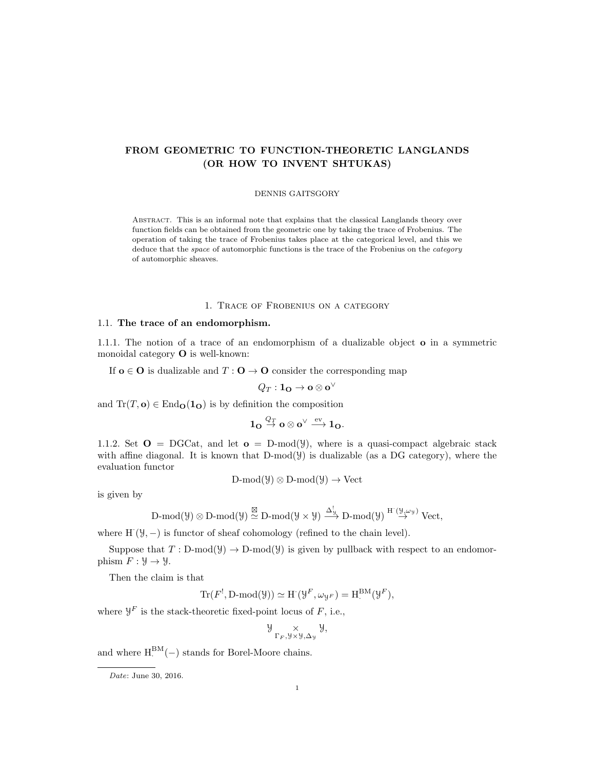# FROM GEOMETRIC TO FUNCTION-THEORETIC LANGLANDS (OR HOW TO INVENT SHTUKAS)

DENNIS GAITSGORY

Abstract. This is an informal note that explains that the classical Langlands theory over function fields can be obtained from the geometric one by taking the trace of Frobenius. The operation of taking the trace of Frobenius takes place at the categorical level, and this we deduce that the *space* of automorphic functions is the trace of the Frobenius on the *category* of automorphic sheaves.

## 1. Trace of Frobenius on a category

### 1.1. The trace of an endomorphism.

1.1.1. The notion of a trace of an endomorphism of a dualizable object $\mathbf{o}$ in a symmetric monoidal category $\mathbf{O}$ is well-known:

If $\mathbf{o} \in \mathbf{O}$ is dualizable and $T : \mathbf{O} \to \mathbf{O}$ consider the corresponding map

$$Q_T : \mathbf{1_O} \to \mathbf{o} \otimes \mathbf{o}^\vee$$

and $\mathrm{Tr}(T, \mathbf{o}) \in \mathrm{End}_{\mathbf{O}}(\mathbf{1_O})$ is by definition the composition

$$\mathbf{1_O} \overset{Q_T}{\to} \mathbf{o} \otimes \mathbf{o}^\vee \overset{\mathrm{ev}}{\longrightarrow} \mathbf{1_O}.$$

1.1.2. Set $\mathbf{O} = \mathrm{DGCat}$, and let $\mathbf{o} = \text{D-mod}(\mathcal{Y})$, where is a quasi-compact algebraic stack with affine diagonal. It is known that $\text{D-mod}(\mathcal{Y})$ is dualizable (as a DG category), where the evaluation functor

$$\text{D-mod}(\mathcal{Y}) \otimes \text{D-mod}(\mathcal{Y}) \to \mathrm{Vect}$$

is given by

$$\text{D-mod}(\mathcal{Y}) \otimes \text{D-mod}(\mathcal{Y}) \overset{\boxtimes}{\simeq} \text{D-mod}(\mathcal{Y} \times \mathcal{Y}) \overset{\Delta^!_{\mathcal{Y}}}{\longrightarrow} \text{D-mod}(\mathcal{Y}) \overset{\mathrm{H}^\cdot(\mathcal{Y}, \omega_{\mathcal{Y}})}{\to} \mathrm{Vect},$$

where $\mathrm{H}^\cdot(\mathcal{Y}, -)$ is functor of sheaf cohomology (refined to the chain level).

Suppose that $T : \text{D-mod}(\mathcal{Y}) \to \text{D-mod}(\mathcal{Y})$ is given by pullback with respect to an endomorphism $F : \mathcal{Y} \to \mathcal{Y}$.

Then the claim is that

$$\mathrm{Tr}(F^!, \text{D-mod}(\mathcal{Y})) \simeq \mathrm{H}^\cdot(\mathcal{Y}^F, \omega_{\mathcal{Y}^F}) = \mathrm{H}^{\mathrm{BM}}_\cdot(\mathcal{Y}^F),$$

where $\mathcal{Y}^F$ is the stack-theoretic fixed-point locus of $F$, i.e.,

$$\mathcal{Y} \underset{\Gamma_F, \mathcal{Y} \times \mathcal{Y}, \Delta_{\mathcal{Y}}}{\times} \mathcal{Y},$$

and where $\mathrm{H}^{\mathrm{BM}}_\cdot(-)$ stands for Borel-Moore chains.

*Date*: June 30, 2016.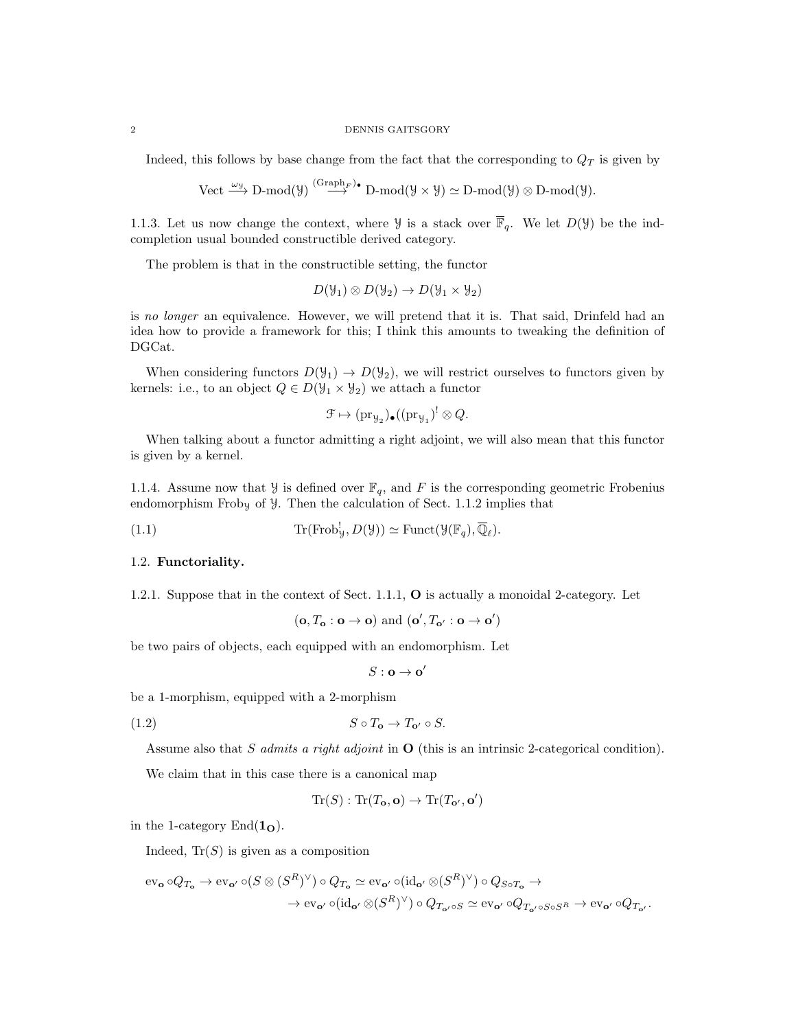Indeed, this follows by base change from the fact that the corresponding to $Q_T$ is given by

$$\text{Vect} \xrightarrow{\omega_{\mathcal{Y}}} \text{D-mod}(\mathcal{Y}) \overset{(\text{Graph}_F)_\bullet}{\longrightarrow} \text{D-mod}(\mathcal{Y} \times \mathcal{Y}) \simeq \text{D-mod}(\mathcal{Y}) \otimes \text{D-mod}(\mathcal{Y}).$$

1.1.3. Let us now change the context, where $\mathcal{Y}$ is a stack over $\overline{\mathbb{F}}_q$. We let $D(\mathcal{Y})$ be the ind-completion usual bounded constructible derived category.

The problem is that in the constructible setting, the functor

$$D(\mathcal{Y}_1) \otimes D(\mathcal{Y}_2) \to D(\mathcal{Y}_1 \times \mathcal{Y}_2)$$

is *no longer* an equivalence. However, we will pretend that it is. That said, Drinfeld had an idea how to provide a framework for this; I think this amounts to tweaking the definition of DGCat.

When considering functors $D(\mathcal{Y}_1) \to D(\mathcal{Y}_2)$, we will restrict ourselves to functors given by kernels: i.e., to an object $Q \in D(\mathcal{Y}_1 \times \mathcal{Y}_2)$ we attach a functor

$$\mathcal{F} \mapsto (\text{pr}_{\mathcal{Y}_2})_\bullet((\text{pr}_{\mathcal{Y}_1})^! \otimes Q.$$

When talking about a functor admitting a right adjoint, we will also mean that this functor is given by a kernel.

1.1.4. Assume now that $\mathcal{Y}$ is defined over $\mathbb{F}_q$, and $F$ is the corresponding geometric Frobenius endomorphism $\text{Frob}_{\mathcal{Y}}$ of $\mathcal{Y}$. Then the calculation of Sect. 1.1.2 implies that

$$\text{Tr}(\text{Frob}_{\mathcal{Y}}^!, D(\mathcal{Y})) \simeq \text{Funct}(\mathcal{Y}(\mathbb{F}_q), \overline{\mathbb{Q}}_\ell). \tag{1.1}$$

## 1.2. Functoriality.

1.2.1. Suppose that in the context of Sect. 1.1.1, $\mathbf{O}$ is actually a monoidal 2-category. Let

$$(\mathbf{o}, T_{\mathbf{o}} : \mathbf{o} \to \mathbf{o}) \text{ and } (\mathbf{o}', T_{\mathbf{o}'} : \mathbf{o} \to \mathbf{o}')$$

be two pairs of objects, each equipped with an endomorphism. Let

$$S : \mathbf{o} \to \mathbf{o}'$$

be a 1-morphism, equipped with a 2-morphism

$$S \circ T_{\mathbf{o}} \to T_{\mathbf{o}'} \circ S. \tag{1.2}$$

Assume also that $S$ *admits a right adjoint* in $\mathbf{O}$ (this is an intrinsic 2-categorical condition).

We claim that in this case there is a canonical map

$$\text{Tr}(S) : \text{Tr}(T_{\mathbf{o}}, \mathbf{o}) \to \text{Tr}(T_{\mathbf{o}'}, \mathbf{o}')$$

in the 1-category $\text{End}(\mathbf{1}_{\mathbf{O}})$.

Indeed, $\text{Tr}(S)$ is given as a composition

$$\begin{aligned} \text{ev}_{\mathbf{o}} \circ Q_{T_{\mathbf{o}}} \to \text{ev}_{\mathbf{o}'} \circ (S \otimes (S^R)^\vee) \circ Q_{T_{\mathbf{o}}} \simeq \text{ev}_{\mathbf{o}'} \circ (\text{id}_{\mathbf{o}'} \otimes (S^R)^\vee) \circ Q_{S \circ T_{\mathbf{o}}} \to \\ \to \text{ev}_{\mathbf{o}'} \circ (\text{id}_{\mathbf{o}'} \otimes (S^R)^\vee) \circ Q_{T_{\mathbf{o}'} \circ S} \simeq \text{ev}_{\mathbf{o}'} \circ Q_{T_{\mathbf{o}'} \circ S \circ S^R} \to \text{ev}_{\mathbf{o}'} \circ Q_{T_{\mathbf{o}'}}. \end{aligned}$$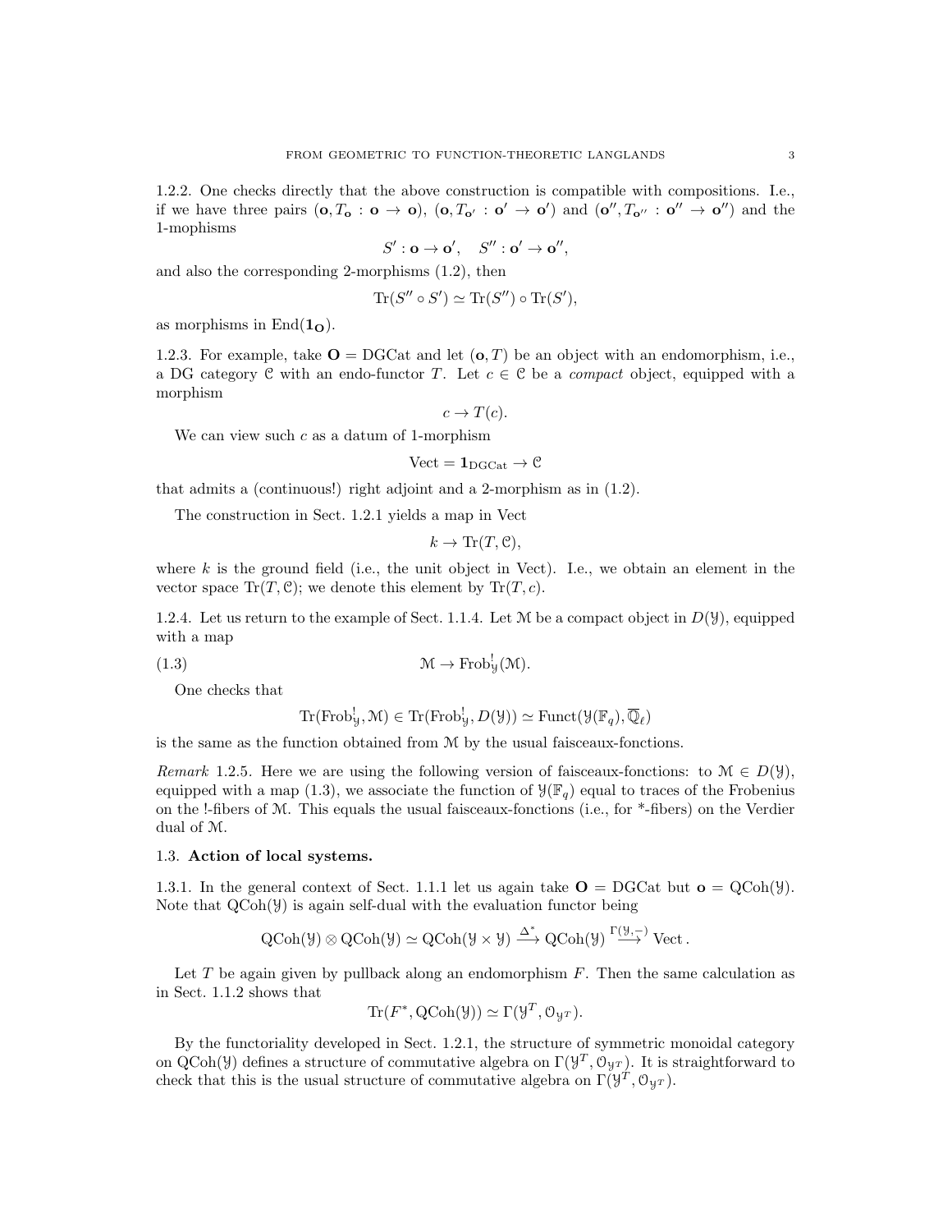1.2.2. One checks directly that the above construction is compatible with compositions. I.e., if we have three pairs $(\mathbf{o}, T_{\mathbf{o}} : \mathbf{o} \to \mathbf{o})$, $(\mathbf{o}, T_{\mathbf{o}'} : \mathbf{o}' \to \mathbf{o}')$ and $(\mathbf{o}'', T_{\mathbf{o}''} : \mathbf{o}'' \to \mathbf{o}'')$ and the 1-mophisms

$$S' : \mathbf{o} \to \mathbf{o}', \quad S'' : \mathbf{o}' \to \mathbf{o}'',$$

and also the corresponding 2-morphisms (1.2), then

$$\mathrm{Tr}(S'' \circ S') \simeq \mathrm{Tr}(S'') \circ \mathrm{Tr}(S'),$$

as morphisms in $\mathrm{End}(\mathbf{1_O})$.

1.2.3. For example, take $\mathbf{O} = \mathrm{DGCat}$ and let $(\mathbf{o}, T)$ be an object with an endomorphism, i.e., a DG category $\mathcal{C}$ with an endo-functor $T$. Let $c \in \mathcal{C}$ be a *compact* object, equipped with a morphism

$$c \to T(c).$$

We can view such $c$ as a datum of 1-morphism

$$\mathrm{Vect} = \mathbf{1}_{\mathrm{DGCat}} \to \mathcal{C}$$

that admits a (continuous!) right adjoint and a 2-morphism as in (1.2).

The construction in Sect. 1.2.1 yields a map in Vect

$$k \to \mathrm{Tr}(T, \mathcal{C}),$$

where $k$ is the ground field (i.e., the unit object in Vect). I.e., we obtain an element in the vector space $\mathrm{Tr}(T, \mathcal{C})$; we denote this element by $\mathrm{Tr}(T, c)$.

1.2.4. Let us return to the example of Sect. 1.1.4. Let $\mathcal{M}$ be a compact object in $D(\mathcal{Y})$, equipped with a map

$$\mathcal{M} \to \mathrm{Frob}_{\mathcal{Y}}^!(\mathcal{M}). \tag{1.3}$$

One checks that

$$\mathrm{Tr}(\mathrm{Frob}_{\mathcal{Y}}^!, \mathcal{M}) \in \mathrm{Tr}(\mathrm{Frob}_{\mathcal{Y}}^!, D(\mathcal{Y})) \simeq \mathrm{Funct}(\mathcal{Y}(\mathbb{F}_q), \overline{\mathbb{Q}}_\ell)$$

is the same as the function obtained from $\mathcal{M}$ by the usual faisceaux-fonctions.

*Remark* 1.2.5. Here we are using the following version of faisceaux-fonctions: to $\mathcal{M} \in D(\mathcal{Y})$, equipped with a map (1.3), we associate the function of $\mathcal{Y}(\mathbb{F}_q)$ equal to traces of the Frobenius on the !-fibers of $\mathcal{M}$. This equals the usual faisceaux-fonctions (i.e., for *-fibers) on the Verdier dual of $\mathcal{M}$.

## 1.3. **Action of local systems.**

1.3.1. In the general context of Sect. 1.1.1 let us again take $\mathbf{O} = \mathrm{DGCat}$ but $\mathbf{o} = \mathrm{QCoh}(\mathcal{Y})$. Note that $\mathrm{QCoh}(\mathcal{Y})$ is again self-dual with the evaluation functor being

$$\mathrm{QCoh}(\mathcal{Y}) \otimes \mathrm{QCoh}(\mathcal{Y}) \simeq \mathrm{QCoh}(\mathcal{Y} \times \mathcal{Y}) \xrightarrow{\Delta^*} \mathrm{QCoh}(\mathcal{Y}) \xrightarrow{\Gamma(\mathcal{Y}, -)} \mathrm{Vect}.$$

Let $T$ be again given by pullback along an endomorphism $F$. Then the same calculation as in Sect. 1.1.2 shows that

$$\mathrm{Tr}(F^*, \mathrm{QCoh}(\mathcal{Y})) \simeq \Gamma(\mathcal{Y}^T, \mathcal{O}_{\mathcal{Y}^T}).$$

By the functoriality developed in Sect. 1.2.1, the structure of symmetric monoidal category on $\mathrm{QCoh}(\mathcal{Y})$ defines a structure of commutative algebra on $\Gamma(\mathcal{Y}^T, \mathcal{O}_{\mathcal{Y}^T})$. It is straightforward to check that this is the usual structure of commutative algebra on $\Gamma(\mathcal{Y}^T, \mathcal{O}_{\mathcal{Y}^T})$.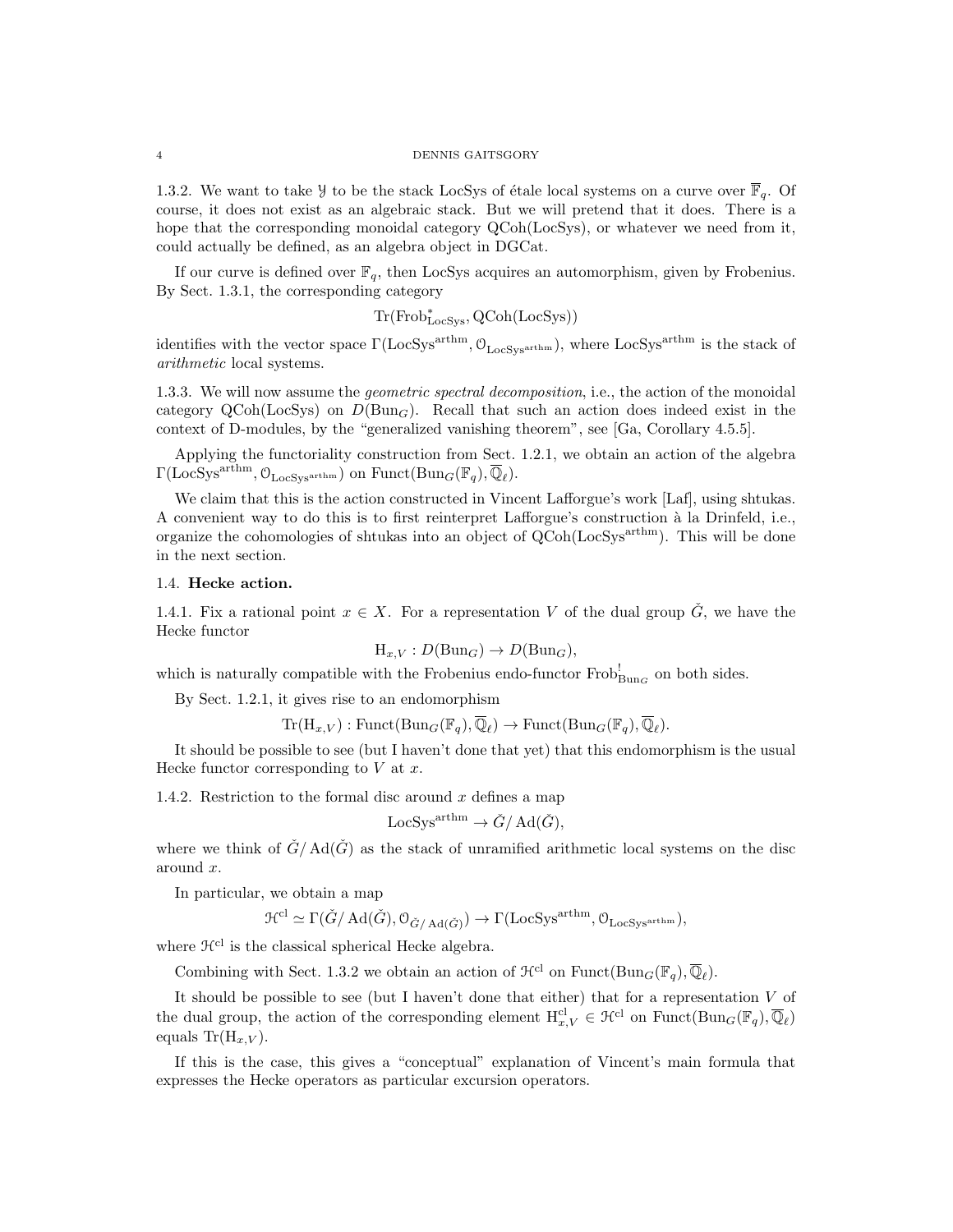1.3.2. We want to take $\mathcal{Y}$ to be the stack LocSys of étale local systems on a curve over $\overline{\mathbb{F}}_q$. Of course, it does not exist as an algebraic stack. But we will pretend that it does. There is a hope that the corresponding monoidal category QCoh(LocSys), or whatever we need from it, could actually be defined, as an algebra object in DGCat.

If our curve is defined over $\mathbb{F}_q$, then LocSys acquires an automorphism, given by Frobenius. By Sect. 1.3.1, the corresponding category

$$\mathrm{Tr}(\mathrm{Frob}^*_{\mathrm{LocSys}}, \mathrm{QCoh}(\mathrm{LocSys}))$$

identifies with the vector space $\Gamma(\mathrm{LocSys}^{\mathrm{arthm}}, \mathcal{O}_{\mathrm{LocSys}^{\mathrm{arthm}}})$, where $\mathrm{LocSys}^{\mathrm{arthm}}$ is the stack of *arithmetic* local systems.

1.3.3. We will now assume the *geometric spectral decomposition*, i.e., the action of the monoidal category QCoh(LocSys) on $D(\mathrm{Bun}_G)$. Recall that such an action does indeed exist in the context of D-modules, by the "generalized vanishing theorem", see [Ga, Corollary 4.5.5].

Applying the functoriality construction from Sect. 1.2.1, we obtain an action of the algebra $\Gamma(\mathrm{LocSys}^{\mathrm{arthm}}, \mathcal{O}_{\mathrm{LocSys}^{\mathrm{arthm}}})$ on $\mathrm{Funct}(\mathrm{Bun}_G(\mathbb{F}_q), \overline{\mathbb{Q}}_\ell)$.

We claim that this is the action constructed in Vincent Lafforgue's work [Laf], using shtukas. A convenient way to do this is to first reinterpret Lafforgue's construction à la Drinfeld, i.e., organize the cohomologies of shtukas into an object of $\mathrm{QCoh}(\mathrm{LocSys}^{\mathrm{arthm}})$. This will be done in the next section.

## 1.4. Hecke action.

1.4.1. Fix a rational point $x \in X$. For a representation $V$ of the dual group $\check{G}$, we have the Hecke functor

$$\mathrm{H}_{x,V} : D(\mathrm{Bun}_G) \to D(\mathrm{Bun}_G),$$

which is naturally compatible with the Frobenius endo-functor $\mathrm{Frob}^!_{\mathrm{Bun}_G}$ on both sides.

By Sect. 1.2.1, it gives rise to an endomorphism

$$\mathrm{Tr}(\mathrm{H}_{x,V}) : \mathrm{Funct}(\mathrm{Bun}_G(\mathbb{F}_q), \overline{\mathbb{Q}}_\ell) \to \mathrm{Funct}(\mathrm{Bun}_G(\mathbb{F}_q), \overline{\mathbb{Q}}_\ell).$$

It should be possible to see (but I haven't done that yet) that this endomorphism is the usual Hecke functor corresponding to $V$ at $x$.

1.4.2. Restriction to the formal disc around $x$ defines a map

$$\mathrm{LocSys}^{\mathrm{arthm}} \to \check{G}/\mathrm{Ad}(\check{G}),$$

where we think of $\check{G}/\mathrm{Ad}(\check{G})$ as the stack of unramified arithmetic local systems on the disc around $x$.

In particular, we obtain a map

$$\mathcal{H}^{\mathrm{cl}} \simeq \Gamma(\check{G}/\mathrm{Ad}(\check{G}), \mathcal{O}_{\check{G}/\mathrm{Ad}(\check{G})}) \to \Gamma(\mathrm{LocSys}^{\mathrm{arthm}}, \mathcal{O}_{\mathrm{LocSys}^{\mathrm{arthm}}}),$$

where $\mathcal{H}^{\mathrm{cl}}$ is the classical spherical Hecke algebra.

Combining with Sect. 1.3.2 we obtain an action of $\mathcal{H}^{\mathrm{cl}}$ on $\mathrm{Funct}(\mathrm{Bun}_G(\mathbb{F}_q), \overline{\mathbb{Q}}_\ell)$.

It should be possible to see (but I haven't done that either) that for a representation $V$ of the dual group, the action of the corresponding element $\mathrm{H}^{\mathrm{cl}}_{x,V} \in \mathcal{H}^{\mathrm{cl}}$ on $\mathrm{Funct}(\mathrm{Bun}_G(\mathbb{F}_q), \overline{\mathbb{Q}}_\ell)$ equals $\mathrm{Tr}(\mathrm{H}_{x,V})$.

If this is the case, this gives a "conceptual" explanation of Vincent's main formula that expresses the Hecke operators as particular excursion operators.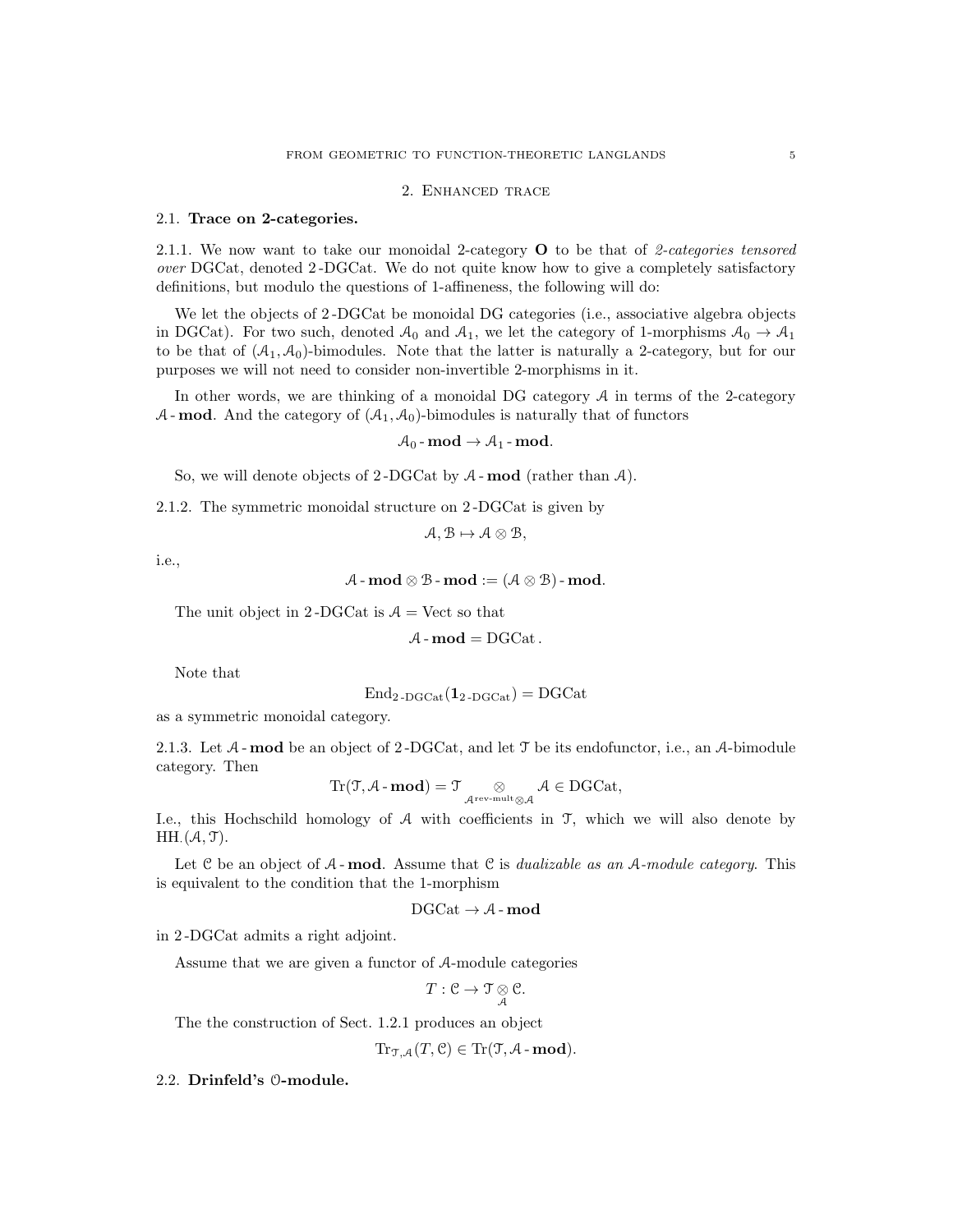## 2. Enhanced trace

### 2.1. Trace on 2-categories.

2.1.1. We now want to take our monoidal 2-category $\mathbf{O}$ to be that of *2-categories tensored over* DGCat, denoted 2-DGCat. We do not quite know how to give a completely satisfactory definitions, but modulo the questions of 1-affineness, the following will do:

We let the objects of 2-DGCat be monoidal DG categories (i.e., associative algebra objects in DGCat). For two such, denoted $\mathcal{A}_0$ and $\mathcal{A}_1$, we let the category of 1-morphisms $\mathcal{A}_0 \to \mathcal{A}_1$ to be that of $(\mathcal{A}_1, \mathcal{A}_0)$-bimodules. Note that the latter is naturally a 2-category, but for our purposes we will not need to consider non-invertible 2-morphisms in it.

In other words, we are thinking of a monoidal DG category $\mathcal{A}$ in terms of the 2-category $\mathcal{A}\text{-}\mathbf{mod}$. And the category of $(\mathcal{A}_1, \mathcal{A}_0)$-bimodules is naturally that of functors

$$\mathcal{A}_0\text{-}\mathbf{mod} \to \mathcal{A}_1\text{-}\mathbf{mod}.$$

So, we will denote objects of 2-DGCat by $\mathcal{A}\text{-}\mathbf{mod}$ (rather than $\mathcal{A}$).

2.1.2. The symmetric monoidal structure on 2-DGCat is given by

$$\mathcal{A}, \mathcal{B} \mapsto \mathcal{A} \otimes \mathcal{B},$$

i.e.,

$$\mathcal{A}\text{-}\mathbf{mod} \otimes \mathcal{B}\text{-}\mathbf{mod} := (\mathcal{A} \otimes \mathcal{B})\text{-}\mathbf{mod}.$$

The unit object in 2-DGCat is $\mathcal{A} = \text{Vect}$ so that

$$\mathcal{A}\text{-}\mathbf{mod} = \text{DGCat}.$$

Note that

$$\text{End}_{2\text{-DGCat}}(\mathbf{1}_{2\text{-DGCat}}) = \text{DGCat}$$

as a symmetric monoidal category.

2.1.3. Let $\mathcal{A}\text{-}\mathbf{mod}$ be an object of 2-DGCat, and let $\mathcal{T}$ be its endofunctor, i.e., an $\mathcal{A}$-bimodule category. Then

$$\text{Tr}(\mathcal{T}, \mathcal{A}\text{-}\mathbf{mod}) = \mathcal{T} \underset{\mathcal{A}^{\text{rev-mult}} \otimes \mathcal{A}}{\otimes} \mathcal{A} \in \text{DGCat},$$

I.e., this Hochschild homology of $\mathcal{A}$ with coefficients in $\mathcal{T}$, which we will also denote by $\text{HH}_\cdot(\mathcal{A}, \mathcal{T})$.

Let $\mathcal{C}$ be an object of $\mathcal{A}\text{-}\mathbf{mod}$. Assume that $\mathcal{C}$ is *dualizable as an $\mathcal{A}$-module category*. This is equivalent to the condition that the 1-morphism

$$\text{DGCat} \to \mathcal{A}\text{-}\mathbf{mod}$$

in 2-DGCat admits a right adjoint.

Assume that we are given a functor of $\mathcal{A}$-module categories

$$T : \mathcal{C} \to \mathcal{T} \underset{\mathcal{A}}{\otimes} \mathcal{C}.$$

The the construction of Sect. 1.2.1 produces an object

$$\text{Tr}_{\mathcal{T},\mathcal{A}}(T, \mathcal{C}) \in \text{Tr}(\mathcal{T}, \mathcal{A}\text{-}\mathbf{mod}).$$

### 2.2. Drinfeld's $\mathcal{O}$-module.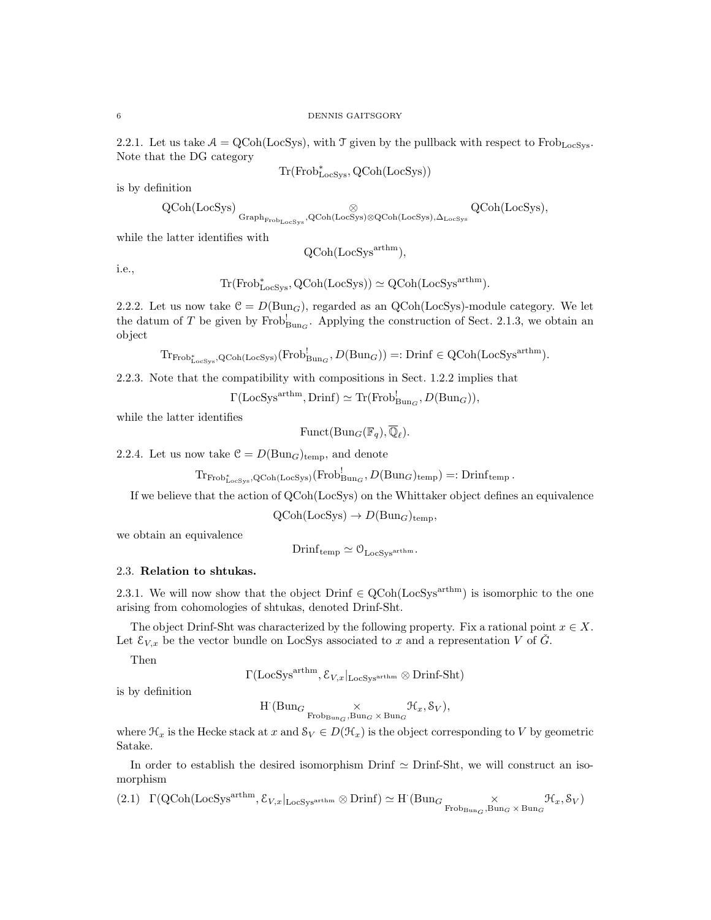2.2.1. Let us take $\mathcal{A} = \mathrm{QCoh}(\mathrm{LocSys})$, with $\mathcal{T}$ given by the pullback with respect to $\mathrm{Frob}_{\mathrm{LocSys}}$. Note that the DG category

$$\mathrm{Tr}(\mathrm{Frob}^*_{\mathrm{LocSys}}, \mathrm{QCoh}(\mathrm{LocSys}))$$

is by definition

$$\mathrm{QCoh}(\mathrm{LocSys}) \underset{\mathrm{Graph}_{\mathrm{Frob}_{\mathrm{LocSys}}}, \mathrm{QCoh}(\mathrm{LocSys}) \otimes \mathrm{QCoh}(\mathrm{LocSys}), \Delta_{\mathrm{LocSys}}}{\otimes} \mathrm{QCoh}(\mathrm{LocSys}),$$

while the latter identifies with

$$\mathrm{QCoh}(\mathrm{LocSys}^{\mathrm{arthm}}),$$

i.e.,

$$\mathrm{Tr}(\mathrm{Frob}^*_{\mathrm{LocSys}}, \mathrm{QCoh}(\mathrm{LocSys})) \simeq \mathrm{QCoh}(\mathrm{LocSys}^{\mathrm{arthm}}).$$

2.2.2. Let us now take $\mathcal{C} = D(\mathrm{Bun}_G)$, regarded as an $\mathrm{QCoh}(\mathrm{LocSys})$-module category. We let the datum of $T$ be given by $\mathrm{Frob}^!_{\mathrm{Bun}_G}$. Applying the construction of Sect. 2.1.3, we obtain an object

$$\mathrm{Tr}_{\mathrm{Frob}^*_{\mathrm{LocSys}}, \mathrm{QCoh}(\mathrm{LocSys})}(\mathrm{Frob}^!_{\mathrm{Bun}_G}, D(\mathrm{Bun}_G)) =: \mathrm{Drinf} \in \mathrm{QCoh}(\mathrm{LocSys}^{\mathrm{arthm}}).$$

2.2.3. Note that the compatibility with compositions in Sect. 1.2.2 implies that

$$\Gamma(\mathrm{LocSys}^{\mathrm{arthm}}, \mathrm{Drinf}) \simeq \mathrm{Tr}(\mathrm{Frob}^!_{\mathrm{Bun}_G}, D(\mathrm{Bun}_G)),$$

while the latter identifies

$$\mathrm{Funct}(\mathrm{Bun}_G(\mathbb{F}_q), \overline{\mathbb{Q}}_\ell).$$

2.2.4. Let us now take $\mathcal{C} = D(\mathrm{Bun}_G)_{\mathrm{temp}}$, and denote

$$\mathrm{Tr}_{\mathrm{Frob}^*_{\mathrm{LocSys}}, \mathrm{QCoh}(\mathrm{LocSys})}(\mathrm{Frob}^!_{\mathrm{Bun}_G}, D(\mathrm{Bun}_G)_{\mathrm{temp}}) =: \mathrm{Drinf}_{\mathrm{temp}}.$$

If we believe that the action of $\mathrm{QCoh}(\mathrm{LocSys})$ on the Whittaker object defines an equivalence

$$\mathrm{QCoh}(\mathrm{LocSys}) \to D(\mathrm{Bun}_G)_{\mathrm{temp}},$$

we obtain an equivalence

$$\mathrm{Drinf}_{\mathrm{temp}} \simeq \mathcal{O}_{\mathrm{LocSys}^{\mathrm{arthm}}}.$$

## 2.3. Relation to shtukas.

2.3.1. We will now show that the object $\mathrm{Drinf} \in \mathrm{QCoh}(\mathrm{LocSys}^{\mathrm{arthm}})$ is isomorphic to the one arising from cohomologies of shtukas, denoted Drinf-Sht.

The object Drinf-Sht was characterized by the following property. Fix a rational point $x \in X$. Let $\mathcal{E}_{V,x}$ be the vector bundle on LocSys associated to $x$ and a representation $V$ of $\check{G}$.

Then

$$\Gamma(\mathrm{LocSys}^{\mathrm{arthm}}, \mathcal{E}_{V,x}|_{\mathrm{LocSys}^{\mathrm{arthm}}} \otimes \text{Drinf-Sht})$$

is by definition

$$H^{\cdot}(\mathrm{Bun}_G \underset{\mathrm{Frob}_{\mathrm{Bun}_G}, \mathrm{Bun}_G \times \mathrm{Bun}_G}{\times} \mathcal{H}_x, \mathcal{S}_V),$$

where $\mathcal{H}_x$ is the Hecke stack at $x$ and $\mathcal{S}_V \in D(\mathcal{H}_x)$ is the object corresponding to $V$ by geometric Satake.

In order to establish the desired isomorphism $\mathrm{Drinf} \simeq \text{Drinf-Sht}$, we will construct an isomorphism

$$\Gamma(\mathrm{QCoh}(\mathrm{LocSys}^{\mathrm{arthm}}, \mathcal{E}_{V,x}|_{\mathrm{LocSys}^{\mathrm{arthm}}} \otimes \mathrm{Drinf}) \simeq H^{\cdot}(\mathrm{Bun}_G \underset{\mathrm{Frob}_{\mathrm{Bun}_G}, \mathrm{Bun}_G \times \mathrm{Bun}_G}{\times} \mathcal{H}_x, \mathcal{S}_V) \tag{2.1}$$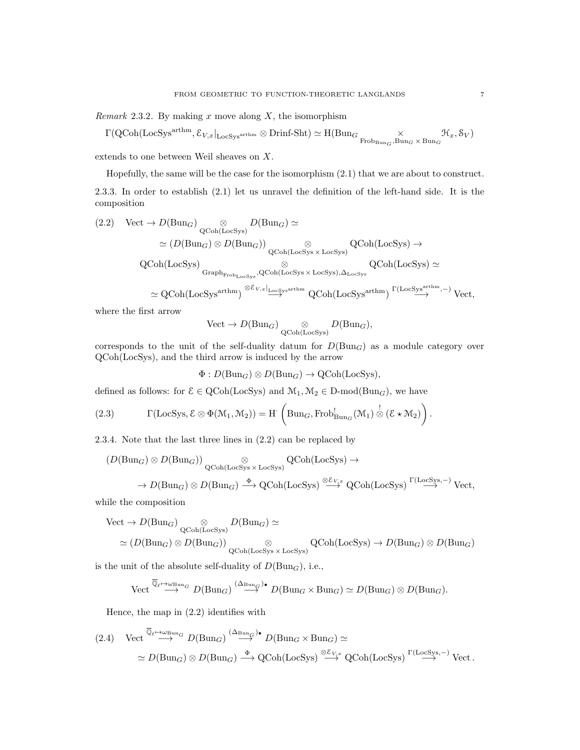*Remark* 2.3.2. By making $x$ move along $X$, the isomorphism

$$\Gamma(\mathrm{QCoh}(\mathrm{LocSys}^{\mathrm{arthm}}, \mathcal{E}_{V,x}|_{\mathrm{LocSys}^{\mathrm{arthm}}} \otimes \text{Drinf-Sht}) \simeq \mathrm{H}(\mathrm{Bun}_G \underset{\mathrm{Frob}_{\mathrm{Bun}_G}, \mathrm{Bun}_G \times \mathrm{Bun}_G}{\times} \mathcal{H}_x, \mathcal{S}_V)$$

extends to one between Weil sheaves on $X$.

Hopefully, the same will be the case for the isomorphism (2.1) that we are about to construct.

2.3.3. In order to establish (2.1) let us unravel the definition of the left-hand side. It is the composition

$$
\begin{aligned}
(2.2) \quad \mathrm{Vect} \to D(\mathrm{Bun}_G) &\underset{\mathrm{QCoh}(\mathrm{LocSys})}{\otimes} D(\mathrm{Bun}_G) \simeq \\
&\simeq (D(\mathrm{Bun}_G) \otimes D(\mathrm{Bun}_G)) \underset{\mathrm{QCoh}(\mathrm{LocSys} \times \mathrm{LocSys})}{\otimes} \mathrm{QCoh}(\mathrm{LocSys}) \to \\
\mathrm{QCoh}(\mathrm{LocSys}) &\underset{\mathrm{Graph}_{\mathrm{Frob}_{\mathrm{LocSys}}}, \mathrm{QCoh}(\mathrm{LocSys} \times \mathrm{LocSys}), \Delta_{\mathrm{LocSys}}}{\otimes} \mathrm{QCoh}(\mathrm{LocSys}) \simeq \\
&\simeq \mathrm{QCoh}(\mathrm{LocSys}^{\mathrm{arthm}}) \overset{\otimes \mathcal{E}_{V,x}|_{\mathrm{LocSys}^{\mathrm{arthm}}}}{\longrightarrow} \mathrm{QCoh}(\mathrm{LocSys}^{\mathrm{arthm}}) \overset{\Gamma(\mathrm{LocSys}^{\mathrm{arthm}},-)}{\longrightarrow} \mathrm{Vect},
\end{aligned}
$$

where the first arrow

$$\mathrm{Vect} \to D(\mathrm{Bun}_G) \underset{\mathrm{QCoh}(\mathrm{LocSys})}{\otimes} D(\mathrm{Bun}_G),$$

corresponds to the unit of the self-duality datum for $D(\mathrm{Bun}_G)$ as a module category over $\mathrm{QCoh}(\mathrm{LocSys})$, and the third arrow is induced by the arrow

$$\Phi : D(\mathrm{Bun}_G) \otimes D(\mathrm{Bun}_G) \to \mathrm{QCoh}(\mathrm{LocSys}),$$

defined as follows: for $\mathcal{E} \in \mathrm{QCoh}(\mathrm{LocSys})$ and $\mathcal{M}_1, \mathcal{M}_2 \in \text{D-mod}(\mathrm{Bun}_G)$, we have

$$(2.3) \qquad \Gamma(\mathrm{LocSys}, \mathcal{E} \otimes \Phi(\mathcal{M}_1, \mathcal{M}_2)) = \mathrm{H}^{\cdot}\left(\mathrm{Bun}_G, \mathrm{Frob}^!_{\mathrm{Bun}_G}(\mathcal{M}_1) \overset{!}{\otimes} (\mathcal{E} \star \mathcal{M}_2)\right).$$

2.3.4. Note that the last three lines in (2.2) can be replaced by

$$
\begin{aligned}
(D(\mathrm{Bun}_G) \otimes D(\mathrm{Bun}_G)) &\underset{\mathrm{QCoh}(\mathrm{LocSys} \times \mathrm{LocSys})}{\otimes} \mathrm{QCoh}(\mathrm{LocSys}) \to \\
&\to D(\mathrm{Bun}_G) \otimes D(\mathrm{Bun}_G) \overset{\Phi}{\longrightarrow} \mathrm{QCoh}(\mathrm{LocSys}) \overset{\otimes \mathcal{E}_{V,x}}{\longrightarrow} \mathrm{QCoh}(\mathrm{LocSys}) \overset{\Gamma(\mathrm{LocSys},-)}{\longrightarrow} \mathrm{Vect},
\end{aligned}
$$

while the composition

$$
\begin{aligned}
\mathrm{Vect} \to D(\mathrm{Bun}_G) &\underset{\mathrm{QCoh}(\mathrm{LocSys})}{\otimes} D(\mathrm{Bun}_G) \simeq \\
&\simeq (D(\mathrm{Bun}_G) \otimes D(\mathrm{Bun}_G)) \underset{\mathrm{QCoh}(\mathrm{LocSys} \times \mathrm{LocSys})}{\otimes} \mathrm{QCoh}(\mathrm{LocSys}) \to D(\mathrm{Bun}_G) \otimes D(\mathrm{Bun}_G)
\end{aligned}
$$

is the unit of the absolute self-duality of $D(\mathrm{Bun}_G)$, i.e.,

$$\mathrm{Vect} \overset{\overline{\mathbb{Q}}_\ell \mapsto \omega_{\mathrm{Bun}_G}}{\longrightarrow} D(\mathrm{Bun}_G) \overset{(\Delta_{\mathrm{Bun}_G})_\bullet}{\longrightarrow} D(\mathrm{Bun}_G \times \mathrm{Bun}_G) \simeq D(\mathrm{Bun}_G) \otimes D(\mathrm{Bun}_G).$$

Hence, the map in (2.2) identifies with

$$
\begin{aligned}
(2.4) \quad \mathrm{Vect} &\overset{\overline{\mathbb{Q}}_\ell \mapsto \omega_{\mathrm{Bun}_G}}{\longrightarrow} D(\mathrm{Bun}_G) \overset{(\Delta_{\mathrm{Bun}_G})_\bullet}{\longrightarrow} D(\mathrm{Bun}_G \times \mathrm{Bun}_G) \simeq \\
&\simeq D(\mathrm{Bun}_G) \otimes D(\mathrm{Bun}_G) \overset{\Phi}{\longrightarrow} \mathrm{QCoh}(\mathrm{LocSys}) \overset{\otimes \mathcal{E}_{V,x}}{\longrightarrow} \mathrm{QCoh}(\mathrm{LocSys}) \overset{\Gamma(\mathrm{LocSys},-)}{\longrightarrow} \mathrm{Vect}.
\end{aligned}
$$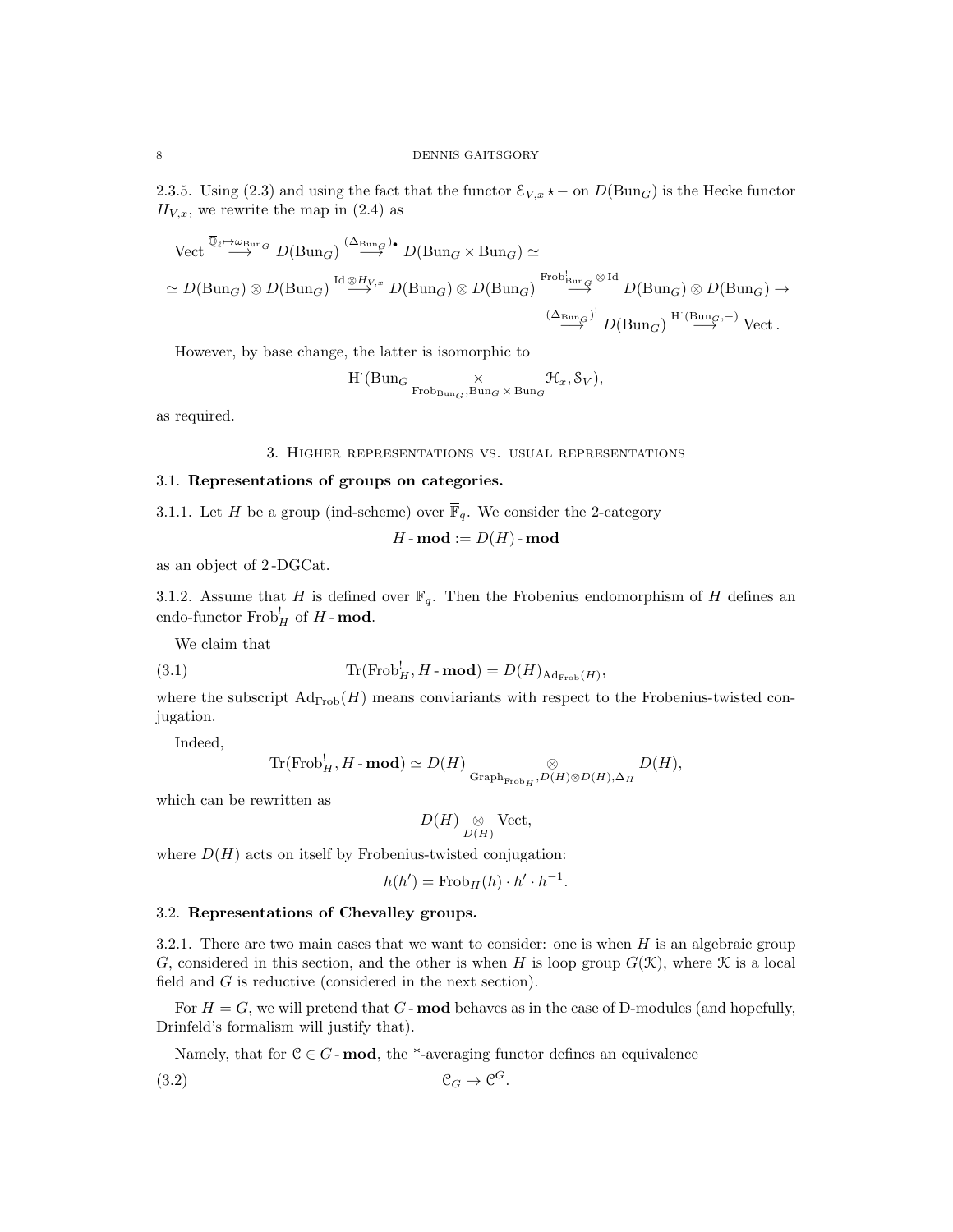2.3.5. Using (2.3) and using the fact that the functor $\mathcal{E}_{V,x} \star -$ on $D(\mathrm{Bun}_G)$ is the Hecke functor $H_{V,x}$, we rewrite the map in (2.4) as

$$\mathrm{Vect} \overset{\overline{\mathbb{Q}}_\ell \mapsto \omega_{\mathrm{Bun}_G}}{\longrightarrow} D(\mathrm{Bun}_G) \overset{(\Delta_{\mathrm{Bun}_G})_\bullet}{\longrightarrow} D(\mathrm{Bun}_G \times \mathrm{Bun}_G) \simeq$$

$$\simeq D(\mathrm{Bun}_G) \otimes D(\mathrm{Bun}_G) \overset{\mathrm{Id} \otimes H_{V,x}}{\longrightarrow} D(\mathrm{Bun}_G) \otimes D(\mathrm{Bun}_G) \overset{\mathrm{Frob}^!_{\mathrm{Bun}_G} \otimes \mathrm{Id}}{\longrightarrow} D(\mathrm{Bun}_G) \otimes D(\mathrm{Bun}_G) \to$$

$$\overset{(\Delta_{\mathrm{Bun}_G})^!}{\longrightarrow} D(\mathrm{Bun}_G) \overset{\mathrm{H}^{\cdot}(\mathrm{Bun}_G, -)}{\longrightarrow} \mathrm{Vect}.$$

However, by base change, the latter is isomorphic to

$$\mathrm{H}^{\cdot}(\mathrm{Bun}_G \underset{\mathrm{Frob}_{\mathrm{Bun}_G}, \mathrm{Bun}_G \times \mathrm{Bun}_G}{\times} \mathcal{H}_x, \mathcal{S}_V),$$

as required.

## 3. Higher representations vs. usual representations

### 3.1. Representations of groups on categories.

3.1.1. Let $H$ be a group (ind-scheme) over $\overline{\mathbb{F}}_q$. We consider the 2-category

$$H\text{-}\mathbf{mod} := D(H)\text{-}\mathbf{mod}$$

as an object of 2-DGCat.

3.1.2. Assume that $H$ is defined over $\mathbb{F}_q$. Then the Frobenius endomorphism of $H$ defines an endo-functor $\mathrm{Frob}^!_H$ of $H\text{-}\mathbf{mod}$.

We claim that

$$\mathrm{Tr}(\mathrm{Frob}^!_H, H\text{-}\mathbf{mod}) = D(H)_{\mathrm{Ad}_{\mathrm{Frob}}(H)}, \tag{3.1}$$

where the subscript $\mathrm{Ad}_{\mathrm{Frob}}(H)$ means conviariants with respect to the Frobenius-twisted conjugation.

Indeed,

$$\mathrm{Tr}(\mathrm{Frob}^!_H, H\text{-}\mathbf{mod}) \simeq D(H) \underset{\mathrm{Graph}_{\mathrm{Frob}_H}, D(H)\otimes D(H), \Delta_H}{\otimes} D(H),$$

which can be rewritten as

$$D(H) \underset{D(H)}{\otimes} \mathrm{Vect},$$

where $D(H)$ acts on itself by Frobenius-twisted conjugation:

$$h(h') = \mathrm{Frob}_H(h) \cdot h' \cdot h^{-1}.$$

### 3.2. Representations of Chevalley groups.

3.2.1. There are two main cases that we want to consider: one is when $H$ is an algebraic group $G$, considered in this section, and the other is when $H$ is loop group $G(\mathcal{K})$, where $\mathcal{K}$ is a local field and $G$ is reductive (considered in the next section).

For $H = G$, we will pretend that $G\text{-}\mathbf{mod}$ behaves as in the case of D-modules (and hopefully, Drinfeld's formalism will justify that).

Namely, that for $\mathcal{C} \in G\text{-}\mathbf{mod}$, the \*-averaging functor defines an equivalence

$$\mathcal{C}_G \to \mathcal{C}^G. \tag{3.2}$$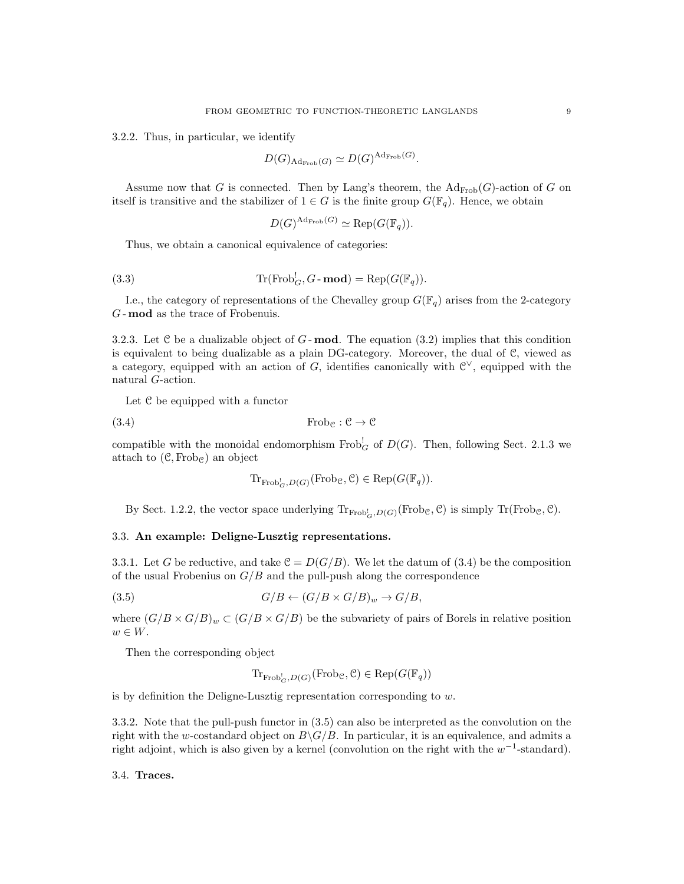3.2.2. Thus, in particular, we identify

$$D(G)_{\mathrm{Ad}_{\mathrm{Frob}}(G)} \simeq D(G)^{\mathrm{Ad}_{\mathrm{Frob}}(G)}.$$

Assume now that $G$ is connected. Then by Lang's theorem, the $\mathrm{Ad}_{\mathrm{Frob}}(G)$-action of $G$ on itself is transitive and the stabilizer of $1 \in G$ is the finite group $G(\mathbb{F}_q)$. Hence, we obtain

$$D(G)^{\mathrm{Ad}_{\mathrm{Frob}}(G)} \simeq \mathrm{Rep}(G(\mathbb{F}_q)).$$

Thus, we obtain a canonical equivalence of categories:

$$\mathrm{Tr}(\mathrm{Frob}_G^!, G\text{-}\mathbf{mod}) = \mathrm{Rep}(G(\mathbb{F}_q)). \tag{3.3}$$

I.e., the category of representations of the Chevalley group $G(\mathbb{F}_q)$ arises from the 2-category $G\text{-}\mathbf{mod}$ as the trace of Frobenuis.

3.2.3. Let $\mathcal{C}$ be a dualizable object of $G\text{-}\mathbf{mod}$. The equation (3.2) implies that this condition is equivalent to being dualizable as a plain DG-category. Moreover, the dual of $\mathcal{C}$, viewed as a category, equipped with an action of $G$, identifies canonically with $\mathcal{C}^\vee$, equipped with the natural $G$-action.

Let $\mathcal{C}$ be equipped with a functor

$$\mathrm{Frob}_{\mathcal{C}} : \mathcal{C} \to \mathcal{C} \tag{3.4}$$

compatible with the monoidal endomorphism $\mathrm{Frob}_G^!$ of $D(G)$. Then, following Sect. 2.1.3 we attach to $(\mathcal{C}, \mathrm{Frob}_{\mathcal{C}})$ an object

$$\mathrm{Tr}_{\mathrm{Frob}_G^!, D(G)}(\mathrm{Frob}_{\mathcal{C}}, \mathcal{C}) \in \mathrm{Rep}(G(\mathbb{F}_q)).$$

By Sect. 1.2.2, the vector space underlying $\mathrm{Tr}_{\mathrm{Frob}_G^!, D(G)}(\mathrm{Frob}_{\mathcal{C}}, \mathcal{C})$ is simply $\mathrm{Tr}(\mathrm{Frob}_{\mathcal{C}}, \mathcal{C})$.

## 3.3. An example: Deligne-Lusztig representations.

3.3.1. Let $G$ be reductive, and take $\mathcal{C} = D(G/B)$. We let the datum of (3.4) be the composition of the usual Frobenius on $G/B$ and the pull-push along the correspondence

$$G/B \leftarrow (G/B \times G/B)_w \to G/B, \tag{3.5}$$

where $(G/B \times G/B)_w \subset (G/B \times G/B)$ be the subvariety of pairs of Borels in relative position $w \in W$.

Then the corresponding object

$$\mathrm{Tr}_{\mathrm{Frob}_G^!, D(G)}(\mathrm{Frob}_{\mathcal{C}}, \mathcal{C}) \in \mathrm{Rep}(G(\mathbb{F}_q))$$

is by definition the Deligne-Lusztig representation corresponding to $w$.

3.3.2. Note that the pull-push functor in (3.5) can also be interpreted as the convolution on the right with the $w$-costandard object on $B\backslash G/B$. In particular, it is an equivalence, and admits a right adjoint, which is also given by a kernel (convolution on the right with the $w^{-1}$-standard).

## 3.4. Traces.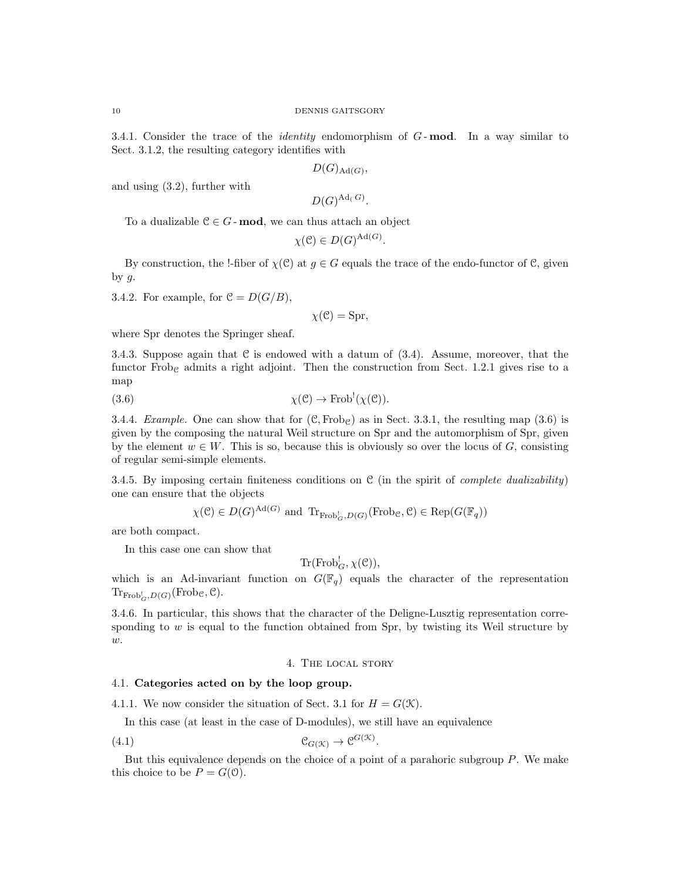3.4.1. Consider the trace of the *identity* endomorphism of $G$-**mod**. In a way similar to Sect. 3.1.2, the resulting category identifies with

$$D(G)_{\mathrm{Ad}(G)},$$

and using (3.2), further with

$$D(G)^{\mathrm{Ad}(\,G)}.$$

To a dualizable $\mathcal{C} \in G$-**mod**, we can thus attach an object

$$\chi(\mathcal{C}) \in D(G)^{\mathrm{Ad}(G)}.$$

By construction, the !-fiber of $\chi(\mathcal{C})$ at $g \in G$ equals the trace of the endo-functor of $\mathcal{C}$, given by $g$.

3.4.2. For example, for $\mathcal{C} = D(G/B)$,

$$\chi(\mathcal{C}) = \mathrm{Spr},$$

where Spr denotes the Springer sheaf.

3.4.3. Suppose again that $\mathcal{C}$ is endowed with a datum of (3.4). Assume, moreover, that the functor $\mathrm{Frob}_{\mathcal{C}}$ admits a right adjoint. Then the construction from Sect. 1.2.1 gives rise to a map

$$\chi(\mathcal{C}) \to \mathrm{Frob}^!(\chi(\mathcal{C})). \tag{3.6}$$

3.4.4. *Example.* One can show that for $(\mathcal{C}, \mathrm{Frob}_{\mathcal{C}})$ as in Sect. 3.3.1, the resulting map (3.6) is given by the composing the natural Weil structure on Spr and the automorphism of Spr, given by the element $w \in W$. This is so, because this is obviously so over the locus of $G$, consisting of regular semi-simple elements.

3.4.5. By imposing certain finiteness conditions on $\mathcal{C}$ (in the spirit of *complete dualizability*) one can ensure that the objects

$$\chi(\mathcal{C}) \in D(G)^{\mathrm{Ad}(G)} \text{ and } \mathrm{Tr}_{\mathrm{Frob}^!_G, D(G)}(\mathrm{Frob}_{\mathcal{C}}, \mathcal{C}) \in \mathrm{Rep}(G(\mathbb{F}_q))$$

are both compact.

In this case one can show that

$$\mathrm{Tr}(\mathrm{Frob}^!_G, \chi(\mathcal{C})),$$

which is an Ad-invariant function on $G(\mathbb{F}_q)$ equals the character of the representation $\mathrm{Tr}_{\mathrm{Frob}^!_G, D(G)}(\mathrm{Frob}_{\mathcal{C}}, \mathcal{C})$.

3.4.6. In particular, this shows that the character of the Deligne-Lusztig representation corresponding to $w$ is equal to the function obtained from Spr, by twisting its Weil structure by $w$.

## 4. The local story

### 4.1. Categories acted on by the loop group.

4.1.1. We now consider the situation of Sect. 3.1 for $H = G(\mathcal{K})$.

In this case (at least in the case of D-modules), we still have an equivalence

$$\mathcal{C}_{G(\mathcal{K})} \to \mathcal{C}^{G(\mathcal{K})}. \tag{4.1}$$

But this equivalence depends on the choice of a point of a parahoric subgroup $P$. We make this choice to be $P = G(\mathcal{O})$.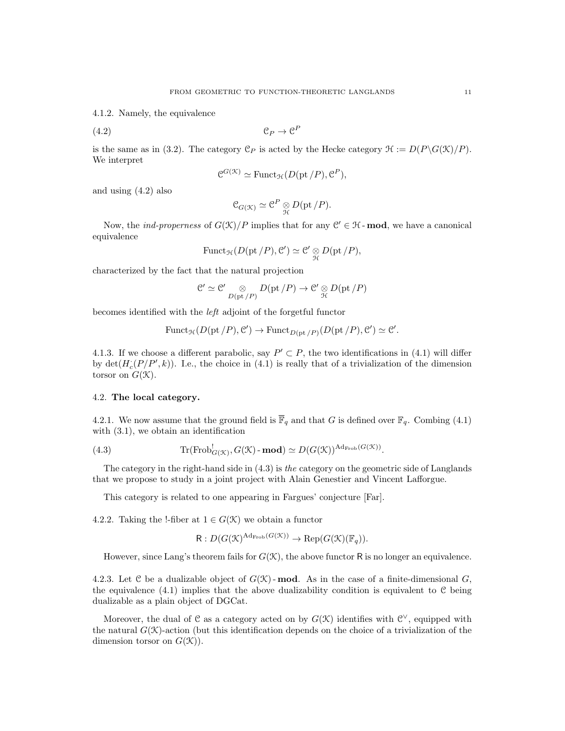4.1.2. Namely, the equivalence

$$\mathcal{C}_P \to \mathcal{C}^P \tag{4.2}$$

is the same as in (3.2). The category $\mathcal{C}_P$ is acted by the Hecke category $\mathcal{H} := D(P\backslash G(\mathcal{K})/P)$. We interpret

$$\mathcal{C}^{G(\mathcal{K})} \simeq \text{Funct}_{\mathcal{H}}(D(\text{pt}/P), \mathcal{C}^P),$$

and using (4.2) also

$$\mathcal{C}_{G(\mathcal{K})} \simeq \mathcal{C}^P \underset{\mathcal{H}}{\otimes} D(\text{pt}/P).$$

Now, the *ind-properness* of $G(\mathcal{K})/P$ implies that for any $\mathcal{C}' \in \mathcal{H}\text{-}\mathbf{mod}$, we have a canonical equivalence

$$\text{Funct}_{\mathcal{H}}(D(\text{pt}/P), \mathcal{C}') \simeq \mathcal{C}' \underset{\mathcal{H}}{\otimes} D(\text{pt}/P),$$

characterized by the fact that the natural projection

$$\mathcal{C}' \simeq \mathcal{C}' \underset{D(\text{pt}/P)}{\otimes} D(\text{pt}/P) \to \mathcal{C}' \underset{\mathcal{H}}{\otimes} D(\text{pt}/P)$$

becomes identified with the *left* adjoint of the forgetful functor

$$\text{Funct}_{\mathcal{H}}(D(\text{pt}/P), \mathcal{C}') \to \text{Funct}_{D(\text{pt}/P)}(D(\text{pt}/P), \mathcal{C}') \simeq \mathcal{C}'.$$

4.1.3. If we choose a different parabolic, say $P' \subset P$, the two identifications in (4.1) will differ by $\det(H_c^{\cdot}(P/P', k))$. I.e., the choice in (4.1) is really that of a trivialization of the dimension torsor on $G(\mathcal{K})$.

## 4.2. The local category.

4.2.1. We now assume that the ground field is $\overline{\mathbb{F}}_q$ and that $G$ is defined over $\mathbb{F}_q$. Combing (4.1) with (3.1), we obtain an identification

$$\text{Tr}(\text{Frob}^!_{G(\mathcal{K})}, G(\mathcal{K})\text{-}\mathbf{mod}) \simeq D(G(\mathcal{K}))^{\text{Ad}_{\text{Frob}}(G(\mathcal{K}))}. \tag{4.3}$$

The category in the right-hand side in (4.3) is *the* category on the geometric side of Langlands that we propose to study in a joint project with Alain Genestier and Vincent Lafforgue.

This category is related to one appearing in Fargues' conjecture [Far].

4.2.2. Taking the !-fiber at $1 \in G(\mathcal{K})$ we obtain a functor

$$\mathsf{R} : D(G(\mathcal{K})^{\text{Ad}_{\text{Frob}}(G(\mathcal{K}))} \to \text{Rep}(G(\mathcal{K})(\mathbb{F}_q)).$$

However, since Lang's theorem fails for $G(\mathcal{K})$, the above functor $\mathsf{R}$ is no longer an equivalence.

4.2.3. Let $\mathcal{C}$ be a dualizable object of $G(\mathcal{K})\text{-}\mathbf{mod}$. As in the case of a finite-dimensional $G$, the equivalence (4.1) implies that the above dualizability condition is equivalent to $\mathcal{C}$ being dualizable as a plain object of DGCat.

Moreover, the dual of $\mathcal{C}$ as a category acted on by $G(\mathcal{K})$ identifies with $\mathcal{C}^\vee$, equipped with the natural $G(\mathcal{K})$-action (but this identification depends on the choice of a trivialization of the dimension torsor on $G(\mathcal{K})$).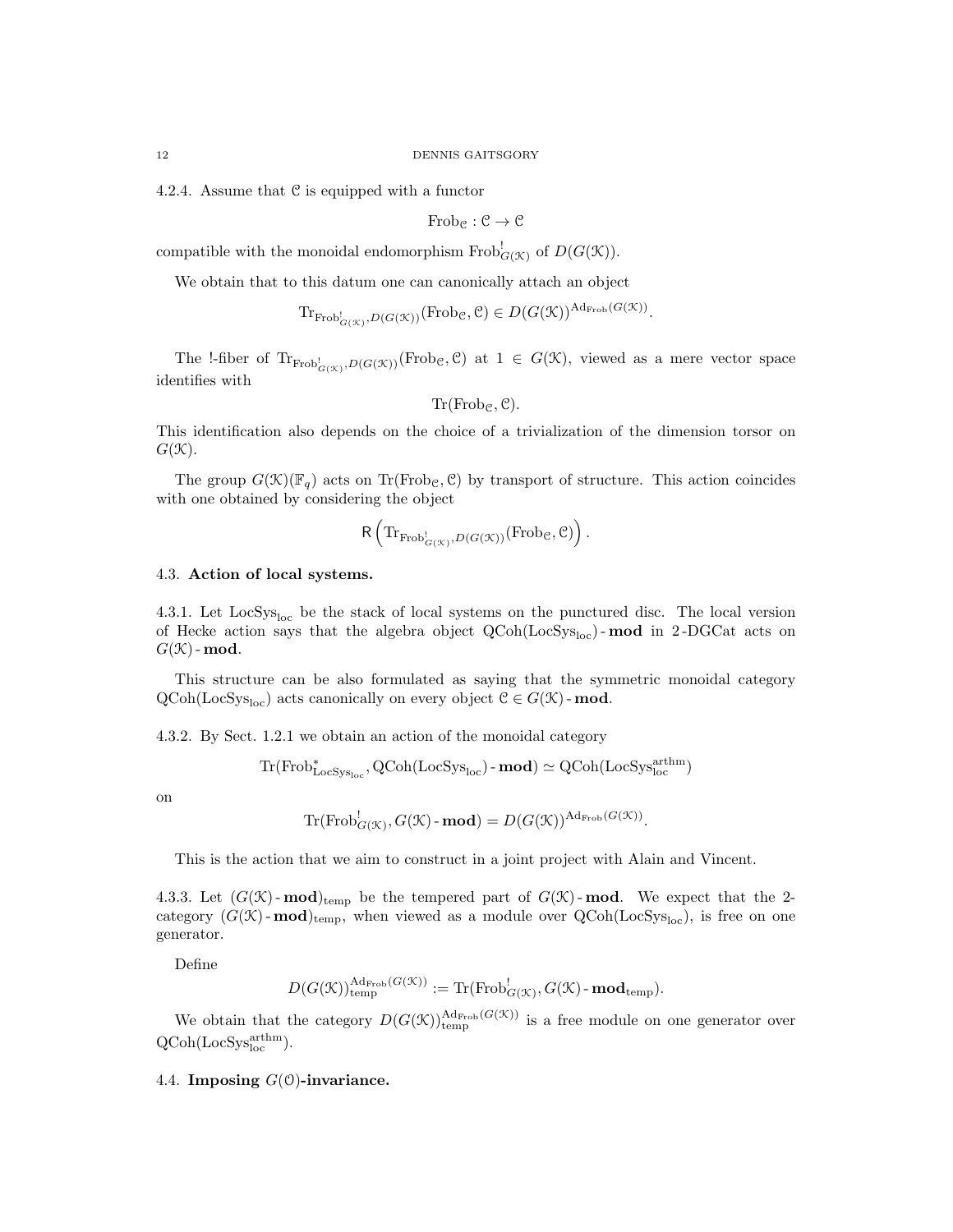4.2.4. Assume that $\mathcal{C}$ is equipped with a functor

$$\mathrm{Frob}_{\mathcal{C}} : \mathcal{C} \to \mathcal{C}$$

compatible with the monoidal endomorphism $\mathrm{Frob}^!_{G(\mathcal{K})}$ of $D(G(\mathcal{K}))$.

We obtain that to this datum one can canonically attach an object

$$\mathrm{Tr}_{\mathrm{Frob}^!_{G(\mathcal{K})}, D(G(\mathcal{K}))}(\mathrm{Frob}_{\mathcal{C}}, \mathcal{C}) \in D(G(\mathcal{K}))^{\mathrm{Ad}_{\mathrm{Frob}}(G(\mathcal{K}))}.$$

The !-fiber of $\mathrm{Tr}_{\mathrm{Frob}^!_{G(\mathcal{K})}, D(G(\mathcal{K}))}(\mathrm{Frob}_{\mathcal{C}}, \mathcal{C})$ at $1 \in G(\mathcal{K})$, viewed as a mere vector space identifies with

$$\mathrm{Tr}(\mathrm{Frob}_{\mathcal{C}}, \mathcal{C}).$$

This identification also depends on the choice of a trivialization of the dimension torsor on $G(\mathcal{K})$.

The group $G(\mathcal{K})(\mathbb{F}_q)$ acts on $\mathrm{Tr}(\mathrm{Frob}_{\mathcal{C}}, \mathcal{C})$ by transport of structure. This action coincides with one obtained by considering the object

$$\mathsf{R}\left(\mathrm{Tr}_{\mathrm{Frob}^!_{G(\mathcal{K})}, D(G(\mathcal{K}))}(\mathrm{Frob}_{\mathcal{C}}, \mathcal{C})\right).$$

## 4.3. Action of local systems.

4.3.1. Let $\mathrm{LocSys}_{\mathrm{loc}}$ be the stack of local systems on the punctured disc. The local version of Hecke action says that the algebra object $\mathrm{QCoh}(\mathrm{LocSys}_{\mathrm{loc}})\text{-}\mathbf{mod}$ in 2-DGCat acts on $G(\mathcal{K})\text{-}\mathbf{mod}$.

This structure can be also formulated as saying that the symmetric monoidal category $\mathrm{QCoh}(\mathrm{LocSys}_{\mathrm{loc}})$ acts canonically on every object $\mathcal{C} \in G(\mathcal{K})\text{-}\mathbf{mod}$.

4.3.2. By Sect. 1.2.1 we obtain an action of the monoidal category

$$\mathrm{Tr}(\mathrm{Frob}^*_{\mathrm{LocSys}_{\mathrm{loc}}}, \mathrm{QCoh}(\mathrm{LocSys}_{\mathrm{loc}})\text{-}\mathbf{mod}) \simeq \mathrm{QCoh}(\mathrm{LocSys}^{\mathrm{arthm}}_{\mathrm{loc}})$$

on

$$\mathrm{Tr}(\mathrm{Frob}^!_{G(\mathcal{K})}, G(\mathcal{K})\text{-}\mathbf{mod}) = D(G(\mathcal{K}))^{\mathrm{Ad}_{\mathrm{Frob}}(G(\mathcal{K}))}.$$

This is the action that we aim to construct in a joint project with Alain and Vincent.

4.3.3. Let $(G(\mathcal{K})\text{-}\mathbf{mod})_{\mathrm{temp}}$ be the tempered part of $G(\mathcal{K})\text{-}\mathbf{mod}$. We expect that the 2-category $(G(\mathcal{K})\text{-}\mathbf{mod})_{\mathrm{temp}}$, when viewed as a module over $\mathrm{QCoh}(\mathrm{LocSys}_{\mathrm{loc}})$, is free on one generator.

Define

$$D(G(\mathcal{K}))^{\mathrm{Ad}_{\mathrm{Frob}}(G(\mathcal{K}))}_{\mathrm{temp}} := \mathrm{Tr}(\mathrm{Frob}^!_{G(\mathcal{K})}, G(\mathcal{K})\text{-}\mathbf{mod}_{\mathrm{temp}}).$$

We obtain that the category $D(G(\mathcal{K}))^{\mathrm{Ad}_{\mathrm{Frob}}(G(\mathcal{K}))}_{\mathrm{temp}}$ is a free module on one generator over $\mathrm{QCoh}(\mathrm{LocSys}^{\mathrm{arthm}}_{\mathrm{loc}})$.

## 4.4. Imposing $G(\mathcal{O})$-invariance.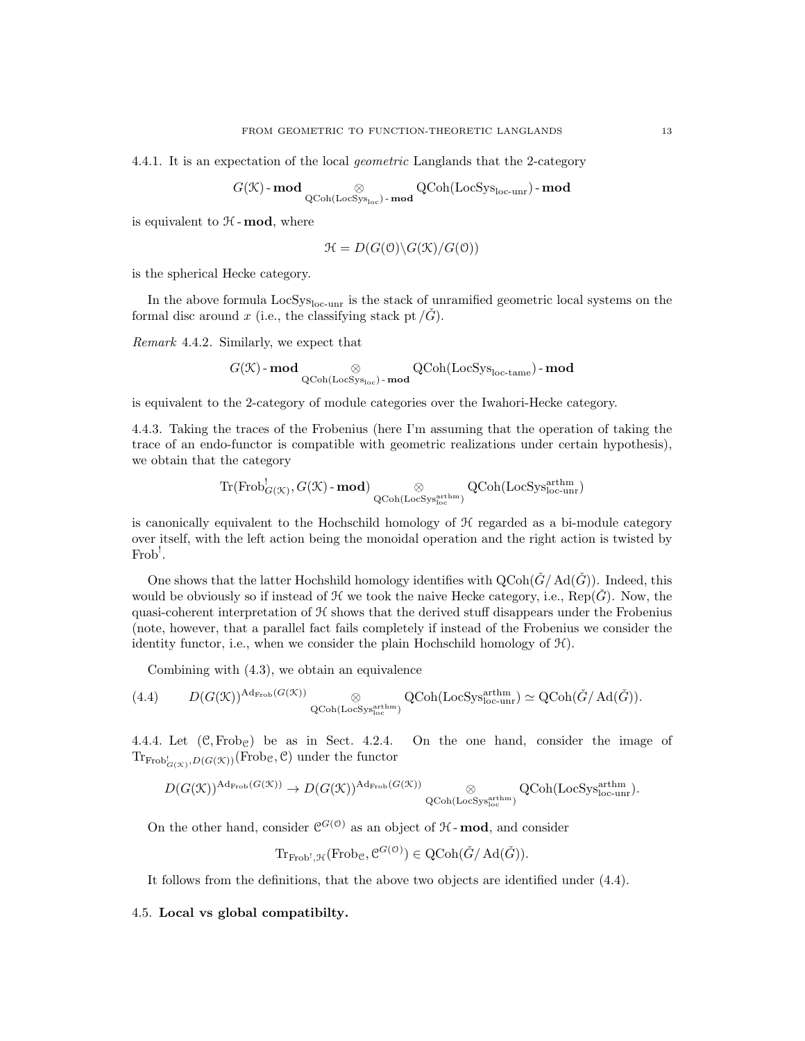4.4.1. It is an expectation of the local *geometric* Langlands that the 2-category

$$G(\mathcal{K})\text{-}\mathbf{mod} \underset{\mathrm{QCoh}(\mathrm{LocSys}_{\mathrm{loc}})\text{-}\mathbf{mod}}{\otimes} \mathrm{QCoh}(\mathrm{LocSys}_{\text{loc-unr}})\text{-}\mathbf{mod}$$

is equivalent to $\mathcal{H}\text{-}\mathbf{mod}$, where

$$\mathcal{H} = D(G(\mathcal{O})\backslash G(\mathcal{K})/G(\mathcal{O}))$$

is the spherical Hecke category.

In the above formula $\mathrm{LocSys}_{\text{loc-unr}}$ is the stack of unramified geometric local systems on the formal disc around $x$ (i.e., the classifying stack $\mathrm{pt}/\check{G}$).

*Remark* 4.4.2. Similarly, we expect that

$$G(\mathcal{K})\text{-}\mathbf{mod} \underset{\mathrm{QCoh}(\mathrm{LocSys}_{\mathrm{loc}})\text{-}\mathbf{mod}}{\otimes} \mathrm{QCoh}(\mathrm{LocSys}_{\text{loc-tame}})\text{-}\mathbf{mod}$$

is equivalent to the 2-category of module categories over the Iwahori-Hecke category.

4.4.3. Taking the traces of the Frobenius (here I'm assuming that the operation of taking the trace of an endo-functor is compatible with geometric realizations under certain hypothesis), we obtain that the category

$$\mathrm{Tr}(\mathrm{Frob}^!_{G(\mathcal{K})}, G(\mathcal{K})\text{-}\mathbf{mod}) \underset{\mathrm{QCoh}(\mathrm{LocSys}^{\mathrm{arthm}}_{\mathrm{loc}})}{\otimes} \mathrm{QCoh}(\mathrm{LocSys}^{\mathrm{arthm}}_{\text{loc-unr}})$$

is canonically equivalent to the Hochschild homology of $\mathcal{H}$ regarded as a bi-module category over itself, with the left action being the monoidal operation and the right action is twisted by $\mathrm{Frob}^!$.

One shows that the latter Hochshild homology identifies with $\mathrm{QCoh}(\check{G}/\mathrm{Ad}(\check{G}))$. Indeed, this would be obviously so if instead of $\mathcal{H}$ we took the naive Hecke category, i.e., $\mathrm{Rep}(\check{G})$. Now, the quasi-coherent interpretation of $\mathcal{H}$ shows that the derived stuff disappears under the Frobenius (note, however, that a parallel fact fails completely if instead of the Frobenius we consider the identity functor, i.e., when we consider the plain Hochschild homology of $\mathcal{H}$).

Combining with (4.3), we obtain an equivalence

$$D(G(\mathcal{K}))^{\mathrm{Ad}_{\mathrm{Frob}}(G(\mathcal{K}))} \underset{\mathrm{QCoh}(\mathrm{LocSys}^{\mathrm{arthm}}_{\mathrm{loc}})}{\otimes} \mathrm{QCoh}(\mathrm{LocSys}^{\mathrm{arthm}}_{\text{loc-unr}}) \simeq \mathrm{QCoh}(\check{G}/\mathrm{Ad}(\check{G})). \tag{4.4}$$

4.4.4. Let $(\mathcal{C}, \mathrm{Frob}_{\mathcal{C}})$ be as in Sect. 4.2.4. On the one hand, consider the image of $\mathrm{Tr}_{\mathrm{Frob}^!_{G(\mathcal{K})}, D(G(\mathcal{K}))}(\mathrm{Frob}_{\mathcal{C}}, \mathcal{C})$ under the functor

$$D(G(\mathcal{K}))^{\mathrm{Ad}_{\mathrm{Frob}}(G(\mathcal{K}))} \to D(G(\mathcal{K}))^{\mathrm{Ad}_{\mathrm{Frob}}(G(\mathcal{K}))} \underset{\mathrm{QCoh}(\mathrm{LocSys}^{\mathrm{arthm}}_{\mathrm{loc}})}{\otimes} \mathrm{QCoh}(\mathrm{LocSys}^{\mathrm{arthm}}_{\text{loc-unr}}).$$

On the other hand, consider $\mathcal{C}^{G(\mathcal{O})}$ as an object of $\mathcal{H}\text{-}\mathbf{mod}$, and consider

$$\mathrm{Tr}_{\mathrm{Frob}^!, \mathcal{H}}(\mathrm{Frob}_{\mathcal{C}}, \mathcal{C}^{G(\mathcal{O})}) \in \mathrm{QCoh}(\check{G}/\mathrm{Ad}(\check{G})).$$

It follows from the definitions, that the above two objects are identified under (4.4).

## 4.5. **Local vs global compatibilty.**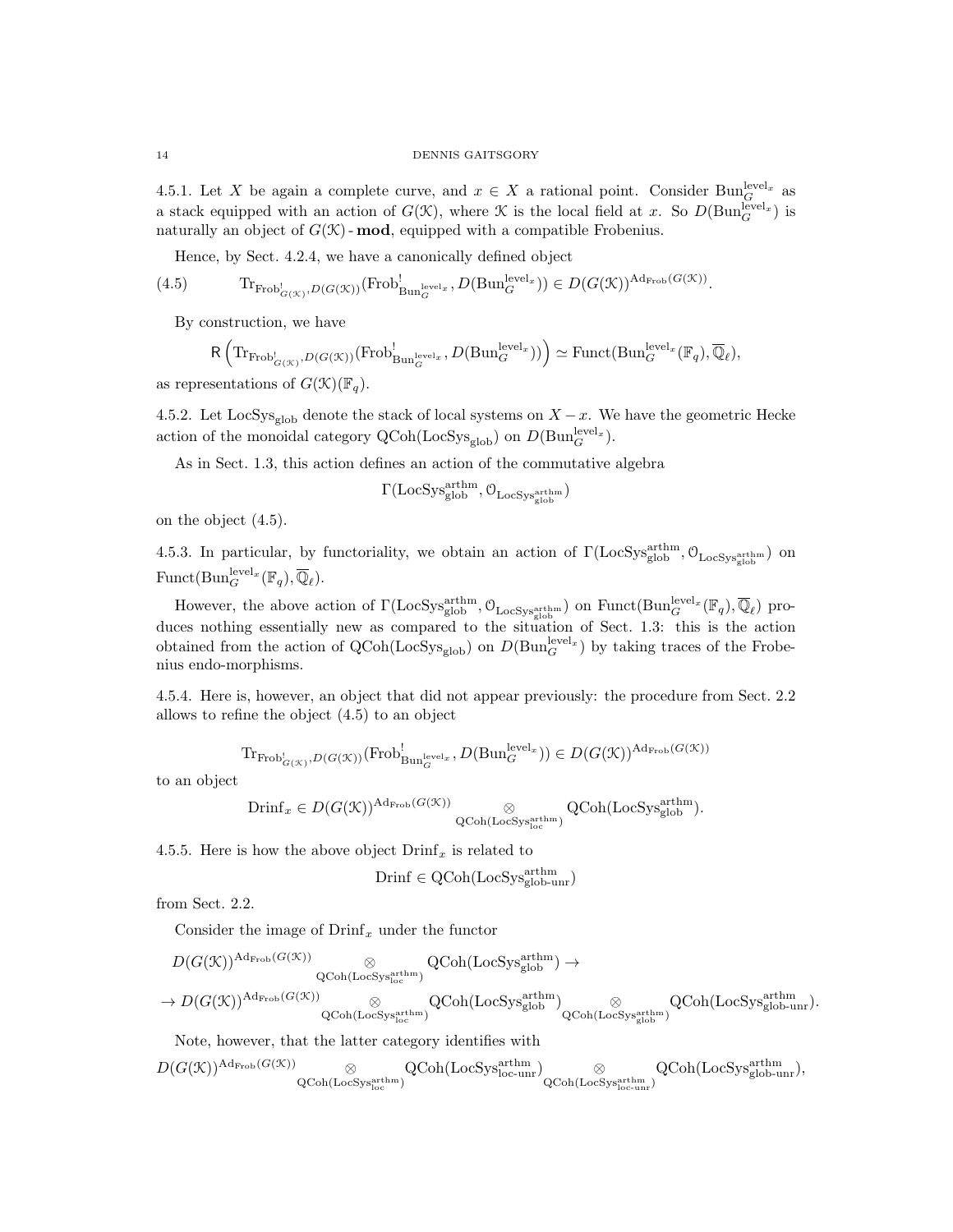4.5.1. Let $X$ be again a complete curve, and $x \in X$ a rational point. Consider $\mathrm{Bun}_G^{\mathrm{level}_x}$ as a stack equipped with an action of $G(\mathcal{K})$, where $\mathcal{K}$ is the local field at $x$. So $D(\mathrm{Bun}_G^{\mathrm{level}_x})$ is naturally an object of $G(\mathcal{K})\text{-}\mathbf{mod}$, equipped with a compatible Frobenius.

Hence, by Sect. 4.2.4, we have a canonically defined object

$$\mathrm{Tr}_{\mathrm{Frob}^!_{G(\mathcal{K})}, D(G(\mathcal{K}))}(\mathrm{Frob}^!_{\mathrm{Bun}_G^{\mathrm{level}_x}}, D(\mathrm{Bun}_G^{\mathrm{level}_x})) \in D(G(\mathcal{K}))^{\mathrm{Ad}_{\mathrm{Frob}}(G(\mathcal{K}))}. \tag{4.5}$$

By construction, we have

$$\mathsf{R}\left(\mathrm{Tr}_{\mathrm{Frob}^!_{G(\mathcal{K})}, D(G(\mathcal{K}))}(\mathrm{Frob}^!_{\mathrm{Bun}_G^{\mathrm{level}_x}}, D(\mathrm{Bun}_G^{\mathrm{level}_x}))\right) \simeq \mathrm{Funct}(\mathrm{Bun}_G^{\mathrm{level}_x}(\mathbb{F}_q), \overline{\mathbb{Q}}_\ell),$$

as representations of $G(\mathcal{K})(\mathbb{F}_q)$.

4.5.2. Let $\mathrm{LocSys}_{\mathrm{glob}}$ denote the stack of local systems on $X - x$. We have the geometric Hecke action of the monoidal category $\mathrm{QCoh}(\mathrm{LocSys}_{\mathrm{glob}})$ on $D(\mathrm{Bun}_G^{\mathrm{level}_x})$.

As in Sect. 1.3, this action defines an action of the commutative algebra

$$\Gamma(\mathrm{LocSys}^{\mathrm{arthm}}_{\mathrm{glob}}, \mathcal{O}_{\mathrm{LocSys}^{\mathrm{arthm}}_{\mathrm{glob}}})$$

on the object (4.5).

4.5.3. In particular, by functoriality, we obtain an action of $\Gamma(\mathrm{LocSys}^{\mathrm{arthm}}_{\mathrm{glob}}, \mathcal{O}_{\mathrm{LocSys}^{\mathrm{arthm}}_{\mathrm{glob}}})$ on $\mathrm{Funct}(\mathrm{Bun}_G^{\mathrm{level}_x}(\mathbb{F}_q), \overline{\mathbb{Q}}_\ell)$.

However, the above action of $\Gamma(\mathrm{LocSys}^{\mathrm{arthm}}_{\mathrm{glob}}, \mathcal{O}_{\mathrm{LocSys}^{\mathrm{arthm}}_{\mathrm{glob}}})$ on $\mathrm{Funct}(\mathrm{Bun}_G^{\mathrm{level}_x}(\mathbb{F}_q), \overline{\mathbb{Q}}_\ell)$ produces nothing essentially new as compared to the situation of Sect. 1.3: this is the action obtained from the action of $\mathrm{QCoh}(\mathrm{LocSys}_{\mathrm{glob}})$ on $D(\mathrm{Bun}_G^{\mathrm{level}_x})$ by taking traces of the Frobenius endo-morphisms.

4.5.4. Here is, however, an object that did not appear previously: the procedure from Sect. 2.2 allows to refine the object (4.5) to an object

$$\mathrm{Tr}_{\mathrm{Frob}^!_{G(\mathcal{K})}, D(G(\mathcal{K}))}(\mathrm{Frob}^!_{\mathrm{Bun}_G^{\mathrm{level}_x}}, D(\mathrm{Bun}_G^{\mathrm{level}_x})) \in D(G(\mathcal{K}))^{\mathrm{Ad}_{\mathrm{Frob}}(G(\mathcal{K}))}$$

to an object

$$\mathrm{Drinf}_x \in D(G(\mathcal{K}))^{\mathrm{Ad}_{\mathrm{Frob}}(G(\mathcal{K}))} \underset{\mathrm{QCoh}(\mathrm{LocSys}^{\mathrm{arthm}}_{\mathrm{loc}})}{\otimes} \mathrm{QCoh}(\mathrm{LocSys}^{\mathrm{arthm}}_{\mathrm{glob}}).$$

4.5.5. Here is how the above object $\mathrm{Drinf}_x$ is related to

$$\mathrm{Drinf} \in \mathrm{QCoh}(\mathrm{LocSys}^{\mathrm{arthm}}_{\mathrm{glob\text{-}unr}})$$

from Sect. 2.2.

Consider the image of $\mathrm{Drinf}_x$ under the functor

$$D(G(\mathcal{K}))^{\mathrm{Ad}_{\mathrm{Frob}}(G(\mathcal{K}))} \underset{\mathrm{QCoh}(\mathrm{LocSys}^{\mathrm{arthm}}_{\mathrm{loc}})}{\otimes} \mathrm{QCoh}(\mathrm{LocSys}^{\mathrm{arthm}}_{\mathrm{glob}}) \to$$

$$\to D(G(\mathcal{K}))^{\mathrm{Ad}_{\mathrm{Frob}}(G(\mathcal{K}))} \underset{\mathrm{QCoh}(\mathrm{LocSys}^{\mathrm{arthm}}_{\mathrm{loc}})}{\otimes} \mathrm{QCoh}(\mathrm{LocSys}^{\mathrm{arthm}}_{\mathrm{glob}}) \underset{\mathrm{QCoh}(\mathrm{LocSys}^{\mathrm{arthm}}_{\mathrm{glob}})}{\otimes} \mathrm{QCoh}(\mathrm{LocSys}^{\mathrm{arthm}}_{\mathrm{glob\text{-}unr}}).$$

Note, however, that the latter category identifies with

$$D(G(\mathcal{K}))^{\mathrm{Ad}_{\mathrm{Frob}}(G(\mathcal{K}))} \underset{\mathrm{QCoh}(\mathrm{LocSys}^{\mathrm{arthm}}_{\mathrm{loc}})}{\otimes} \mathrm{QCoh}(\mathrm{LocSys}^{\mathrm{arthm}}_{\mathrm{loc\text{-}unr}}) \underset{\mathrm{QCoh}(\mathrm{LocSys}^{\mathrm{arthm}}_{\mathrm{loc\text{-}unr}})}{\otimes} \mathrm{QCoh}(\mathrm{LocSys}^{\mathrm{arthm}}_{\mathrm{glob\text{-}unr}}),$$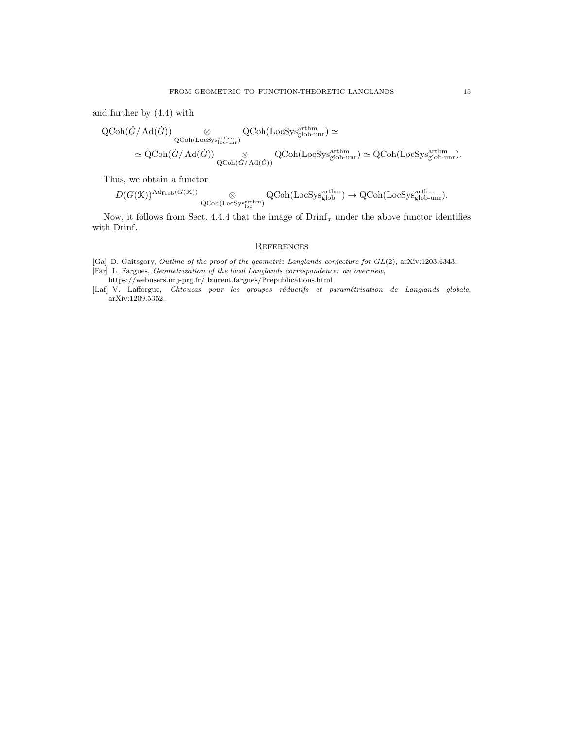and further by (4.4) with

$$\mathrm{QCoh}(\check{G}/\operatorname{Ad}(\check{G})) \underset{\mathrm{QCoh}(\mathrm{LocSys}^{\mathrm{arthm}}_{\text{loc-unr}})}{\otimes} \mathrm{QCoh}(\mathrm{LocSys}^{\mathrm{arthm}}_{\text{glob-unr}}) \simeq$$

$$\simeq \mathrm{QCoh}(\check{G}/\operatorname{Ad}(\check{G})) \underset{\mathrm{QCoh}(\check{G}/\operatorname{Ad}(\check{G}))}{\otimes} \mathrm{QCoh}(\mathrm{LocSys}^{\mathrm{arthm}}_{\text{glob-unr}}) \simeq \mathrm{QCoh}(\mathrm{LocSys}^{\mathrm{arthm}}_{\text{glob-unr}}).$$

Thus, we obtain a functor

$$D(G(\mathcal{K}))^{\operatorname{Ad}_{\mathrm{Frob}}(G(\mathcal{K}))} \underset{\mathrm{QCoh}(\mathrm{LocSys}^{\mathrm{arthm}}_{\mathrm{loc}})}{\otimes} \mathrm{QCoh}(\mathrm{LocSys}^{\mathrm{arthm}}_{\mathrm{glob}}) \to \mathrm{QCoh}(\mathrm{LocSys}^{\mathrm{arthm}}_{\text{glob-unr}}).$$

Now, it follows from Sect. 4.4.4 that the image of $\mathrm{Drinf}_x$ under the above functor identifies with Drinf.

## References

[Ga] D. Gaitsgory, *Outline of the proof of the geometric Langlands conjecture for $GL(2)$*, arXiv:1203.6343.

[Far] L. Fargues, *Geometrization of the local Langlands correspondence: an overview*, https://webusers.imj-prg.fr/ laurent.fargues/Prepublications.html

[Laf] V. Lafforgue, *Chtoucas pour les groupes réductifs et paramétrisation de Langlands globale*, arXiv:1209.5352.